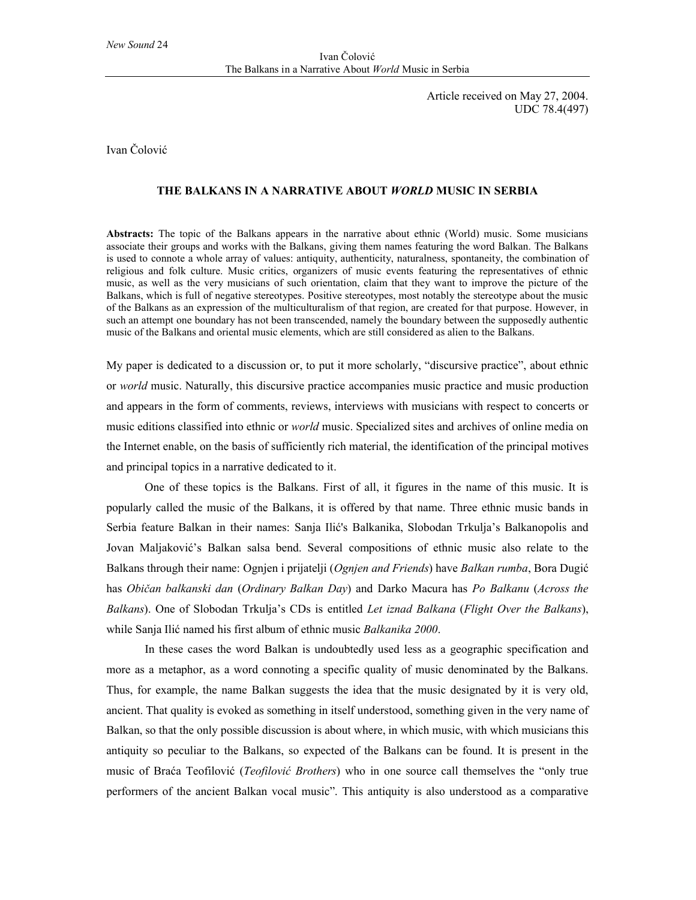Article received on May 27, 2004.
UDC 78.4(497)

Ivan Čolović

# THE BALKANS IN A NARRATIVE ABOUT *WORLD* MUSIC IN SERBIA

**Abstracts:** The topic of the Balkans appears in the narrative about ethnic (World) music. Some musicians associate their groups and works with the Balkans, giving them names featuring the word Balkan. The Balkans is used to connote a whole array of values: antiquity, authenticity, naturalness, spontaneity, the combination of religious and folk culture. Music critics, organizers of music events featuring the representatives of ethnic music, as well as the very musicians of such orientation, claim that they want to improve the picture of the Balkans, which is full of negative stereotypes. Positive stereotypes, most notably the stereotype about the music of the Balkans as an expression of the multiculturalism of that region, are created for that purpose. However, in such an attempt one boundary has not been transcended, namely the boundary between the supposedly authentic music of the Balkans and oriental music elements, which are still considered as alien to the Balkans.

My paper is dedicated to a discussion or, to put it more scholarly, "discursive practice", about ethnic or *world* music. Naturally, this discursive practice accompanies music practice and music production and appears in the form of comments, reviews, interviews with musicians with respect to concerts or music editions classified into ethnic or *world* music. Specialized sites and archives of online media on the Internet enable, on the basis of sufficiently rich material, the identification of the principal motives and principal topics in a narrative dedicated to it.

One of these topics is the Balkans. First of all, it figures in the name of this music. It is popularly called the music of the Balkans, it is offered by that name. Three ethnic music bands in Serbia feature Balkan in their names: Sanja Ilić's Balkanika, Slobodan Trkulja's Balkanopolis and Jovan Maljaković's Balkan salsa bend. Several compositions of ethnic music also relate to the Balkans through their name: Ognjen i prijatelji (*Ognjen and Friends*) have *Balkan rumba*, Bora Dugić has *Običan balkanski dan* (*Ordinary Balkan Day*) and Darko Macura has *Po Balkanu* (*Across the Balkans*). One of Slobodan Trkulja's CDs is entitled *Let iznad Balkana* (*Flight Over the Balkans*), while Sanja Ilić named his first album of ethnic music *Balkanika 2000*.

In these cases the word Balkan is undoubtedly used less as a geographic specification and more as a metaphor, as a word connoting a specific quality of music denominated by the Balkans. Thus, for example, the name Balkan suggests the idea that the music designated by it is very old, ancient. That quality is evoked as something in itself understood, something given in the very name of Balkan, so that the only possible discussion is about where, in which music, with which musicians this antiquity so peculiar to the Balkans, so expected of the Balkans can be found. It is present in the music of Braća Teofilović (*Teofilović Brothers*) who in one source call themselves the "only true performers of the ancient Balkan vocal music". This antiquity is also understood as a comparative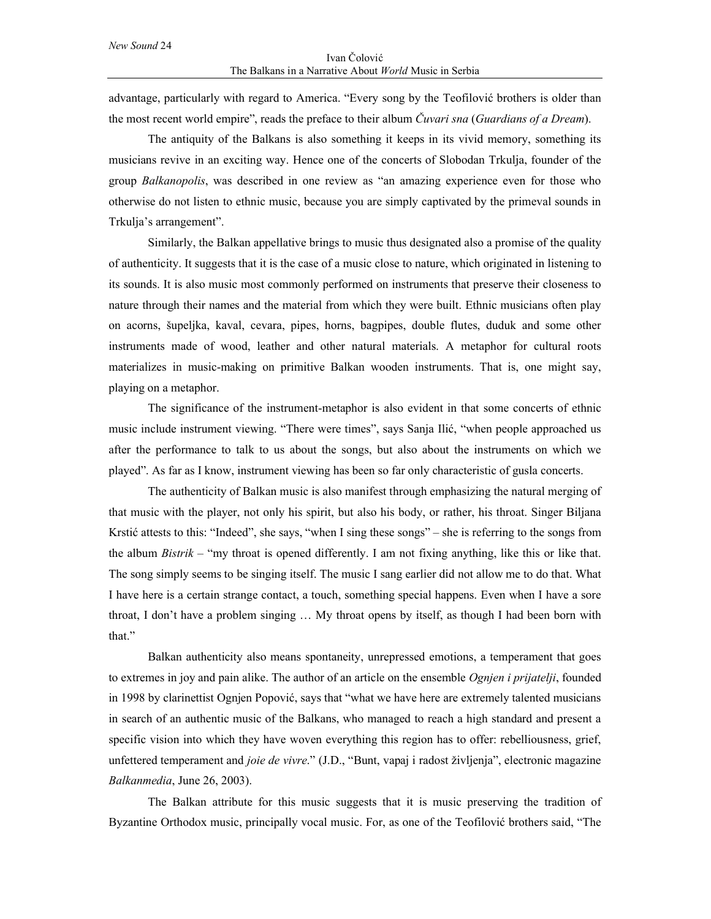advantage, particularly with regard to America. "Every song by the Teofilović brothers is older than the most recent world empire", reads the preface to their album *Čuvari sna* (*Guardians of a Dream*).

The antiquity of the Balkans is also something it keeps in its vivid memory, something its musicians revive in an exciting way. Hence one of the concerts of Slobodan Trkulja, founder of the group *Balkanopolis*, was described in one review as "an amazing experience even for those who otherwise do not listen to ethnic music, because you are simply captivated by the primeval sounds in Trkulja's arrangement".

Similarly, the Balkan appellative brings to music thus designated also a promise of the quality of authenticity. It suggests that it is the case of a music close to nature, which originated in listening to its sounds. It is also music most commonly performed on instruments that preserve their closeness to nature through their names and the material from which they were built. Ethnic musicians often play on acorns, šupeljka, kaval, cevara, pipes, horns, bagpipes, double flutes, duduk and some other instruments made of wood, leather and other natural materials. A metaphor for cultural roots materializes in music-making on primitive Balkan wooden instruments. That is, one might say, playing on a metaphor.

The significance of the instrument-metaphor is also evident in that some concerts of ethnic music include instrument viewing. "There were times", says Sanja Ilić, "when people approached us after the performance to talk to us about the songs, but also about the instruments on which we played". As far as I know, instrument viewing has been so far only characteristic of gusla concerts.

The authenticity of Balkan music is also manifest through emphasizing the natural merging of that music with the player, not only his spirit, but also his body, or rather, his throat. Singer Biljana Krstić attests to this: "Indeed", she says, "when I sing these songs" – she is referring to the songs from the album *Bistrik* – "my throat is opened differently. I am not fixing anything, like this or like that. The song simply seems to be singing itself. The music I sang earlier did not allow me to do that. What I have here is a certain strange contact, a touch, something special happens. Even when I have a sore throat, I don't have a problem singing … My throat opens by itself, as though I had been born with that."

Balkan authenticity also means spontaneity, unrepressed emotions, a temperament that goes to extremes in joy and pain alike. The author of an article on the ensemble *Ognjen i prijatelji*, founded in 1998 by clarinettist Ognjen Popović, says that "what we have here are extremely talented musicians in search of an authentic music of the Balkans, who managed to reach a high standard and present a specific vision into which they have woven everything this region has to offer: rebelliousness, grief, unfettered temperament and *joie de vivre*." (J.D., "Bunt, vapaj i radost življenja", electronic magazine *Balkanmedia*, June 26, 2003).

The Balkan attribute for this music suggests that it is music preserving the tradition of Byzantine Orthodox music, principally vocal music. For, as one of the Teofilović brothers said, "The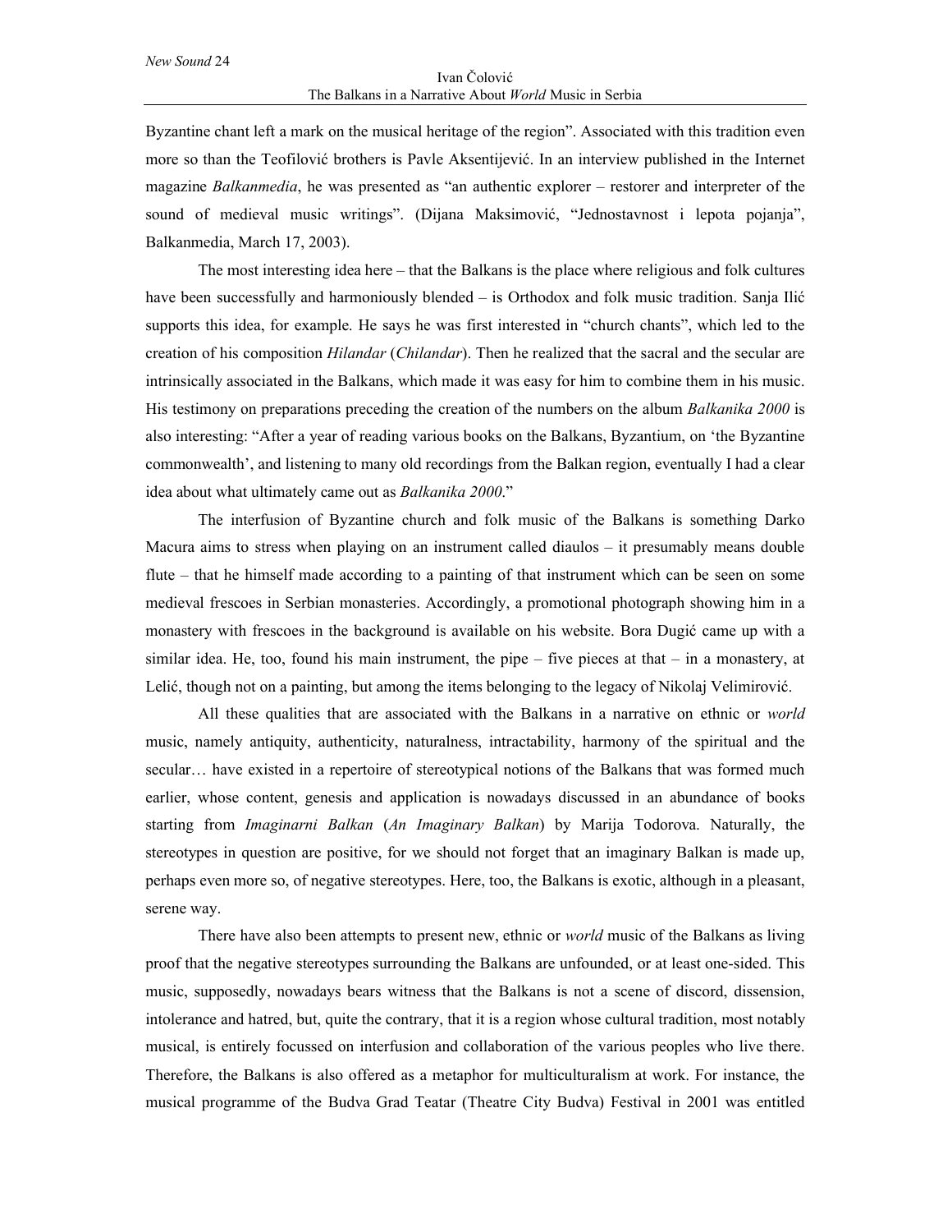Byzantine chant left a mark on the musical heritage of the region". Associated with this tradition even more so than the Teofilović brothers is Pavle Aksentijević. In an interview published in the Internet magazine *Balkanmedia*, he was presented as "an authentic explorer – restorer and interpreter of the sound of medieval music writings". (Dijana Maksimović, "Jednostavnost i lepota pojanja", Balkanmedia, March 17, 2003).

The most interesting idea here – that the Balkans is the place where religious and folk cultures have been successfully and harmoniously blended – is Orthodox and folk music tradition. Sanja Ilić supports this idea, for example. He says he was first interested in "church chants", which led to the creation of his composition *Hilandar* (*Chilandar*). Then he realized that the sacral and the secular are intrinsically associated in the Balkans, which made it was easy for him to combine them in his music. His testimony on preparations preceding the creation of the numbers on the album *Balkanika 2000* is also interesting: "After a year of reading various books on the Balkans, Byzantium, on 'the Byzantine commonwealth', and listening to many old recordings from the Balkan region, eventually I had a clear idea about what ultimately came out as *Balkanika 2000*."

The interfusion of Byzantine church and folk music of the Balkans is something Darko Macura aims to stress when playing on an instrument called diaulos – it presumably means double flute – that he himself made according to a painting of that instrument which can be seen on some medieval frescoes in Serbian monasteries. Accordingly, a promotional photograph showing him in a monastery with frescoes in the background is available on his website. Bora Dugić came up with a similar idea. He, too, found his main instrument, the pipe – five pieces at that – in a monastery, at Lelić, though not on a painting, but among the items belonging to the legacy of Nikolaj Velimirović.

All these qualities that are associated with the Balkans in a narrative on ethnic or *world* music, namely antiquity, authenticity, naturalness, intractability, harmony of the spiritual and the secular… have existed in a repertoire of stereotypical notions of the Balkans that was formed much earlier, whose content, genesis and application is nowadays discussed in an abundance of books starting from *Imaginarni Balkan* (*An Imaginary Balkan*) by Marija Todorova. Naturally, the stereotypes in question are positive, for we should not forget that an imaginary Balkan is made up, perhaps even more so, of negative stereotypes. Here, too, the Balkans is exotic, although in a pleasant, serene way.

There have also been attempts to present new, ethnic or *world* music of the Balkans as living proof that the negative stereotypes surrounding the Balkans are unfounded, or at least one-sided. This music, supposedly, nowadays bears witness that the Balkans is not a scene of discord, dissension, intolerance and hatred, but, quite the contrary, that it is a region whose cultural tradition, most notably musical, is entirely focussed on interfusion and collaboration of the various peoples who live there. Therefore, the Balkans is also offered as a metaphor for multiculturalism at work. For instance, the musical programme of the Budva Grad Teatar (Theatre City Budva) Festival in 2001 was entitled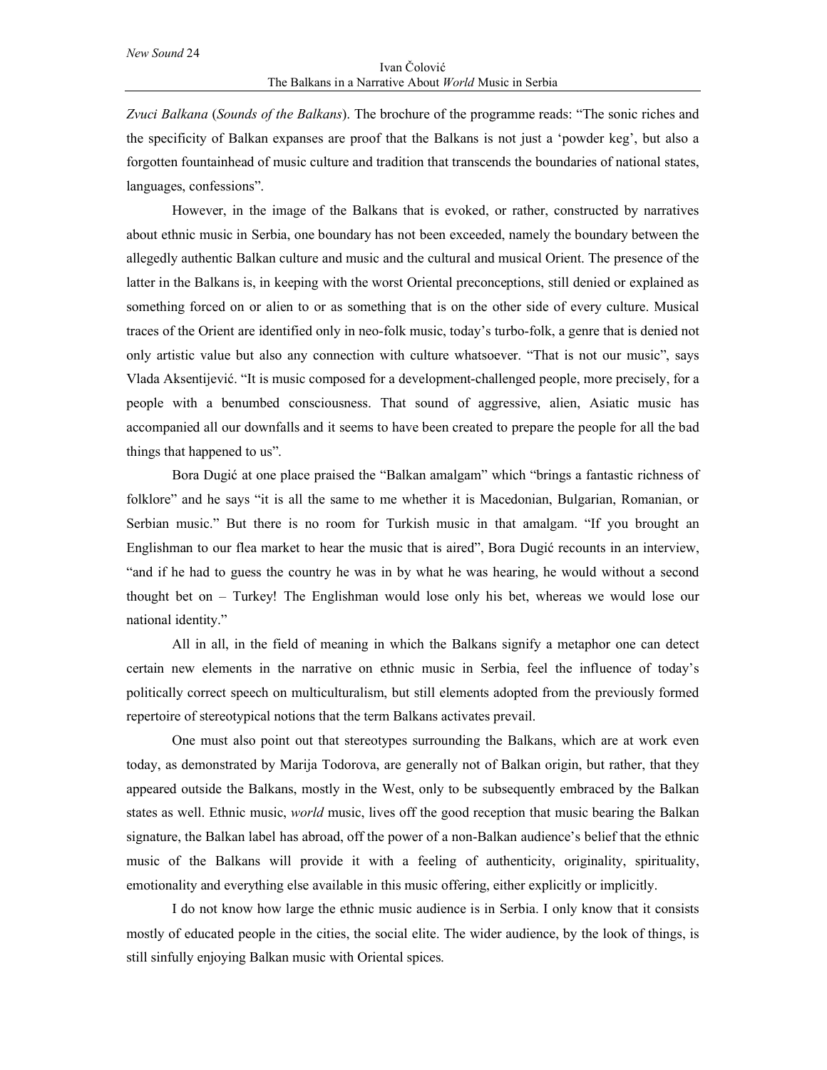*Zvuci Balkana* (*Sounds of the Balkans*). The brochure of the programme reads: “The sonic riches and the specificity of Balkan expanses are proof that the Balkans is not just a ‘powder keg’, but also a forgotten fountainhead of music culture and tradition that transcends the boundaries of national states, languages, confessions”.

However, in the image of the Balkans that is evoked, or rather, constructed by narratives about ethnic music in Serbia, one boundary has not been exceeded, namely the boundary between the allegedly authentic Balkan culture and music and the cultural and musical Orient. The presence of the latter in the Balkans is, in keeping with the worst Oriental preconceptions, still denied or explained as something forced on or alien to or as something that is on the other side of every culture. Musical traces of the Orient are identified only in neo-folk music, today’s turbo-folk, a genre that is denied not only artistic value but also any connection with culture whatsoever. “That is not our music”, says Vlada Aksentijević. “It is music composed for a development-challenged people, more precisely, for a people with a benumbed consciousness. That sound of aggressive, alien, Asiatic music has accompanied all our downfalls and it seems to have been created to prepare the people for all the bad things that happened to us”.

Bora Dugić at one place praised the “Balkan amalgam” which “brings a fantastic richness of folklore” and he says “it is all the same to me whether it is Macedonian, Bulgarian, Romanian, or Serbian music.” But there is no room for Turkish music in that amalgam. “If you brought an Englishman to our flea market to hear the music that is aired”, Bora Dugić recounts in an interview, “and if he had to guess the country he was in by what he was hearing, he would without a second thought bet on – Turkey! The Englishman would lose only his bet, whereas we would lose our national identity.”

All in all, in the field of meaning in which the Balkans signify a metaphor one can detect certain new elements in the narrative on ethnic music in Serbia, feel the influence of today’s politically correct speech on multiculturalism, but still elements adopted from the previously formed repertoire of stereotypical notions that the term Balkans activates prevail.

One must also point out that stereotypes surrounding the Balkans, which are at work even today, as demonstrated by Marija Todorova, are generally not of Balkan origin, but rather, that they appeared outside the Balkans, mostly in the West, only to be subsequently embraced by the Balkan states as well. Ethnic music, *world* music, lives off the good reception that music bearing the Balkan signature, the Balkan label has abroad, off the power of a non-Balkan audience’s belief that the ethnic music of the Balkans will provide it with a feeling of authenticity, originality, spirituality, emotionality and everything else available in this music offering, either explicitly or implicitly.

I do not know how large the ethnic music audience is in Serbia. I only know that it consists mostly of educated people in the cities, the social elite. The wider audience, by the look of things, is still sinfully enjoying Balkan music with Oriental spices.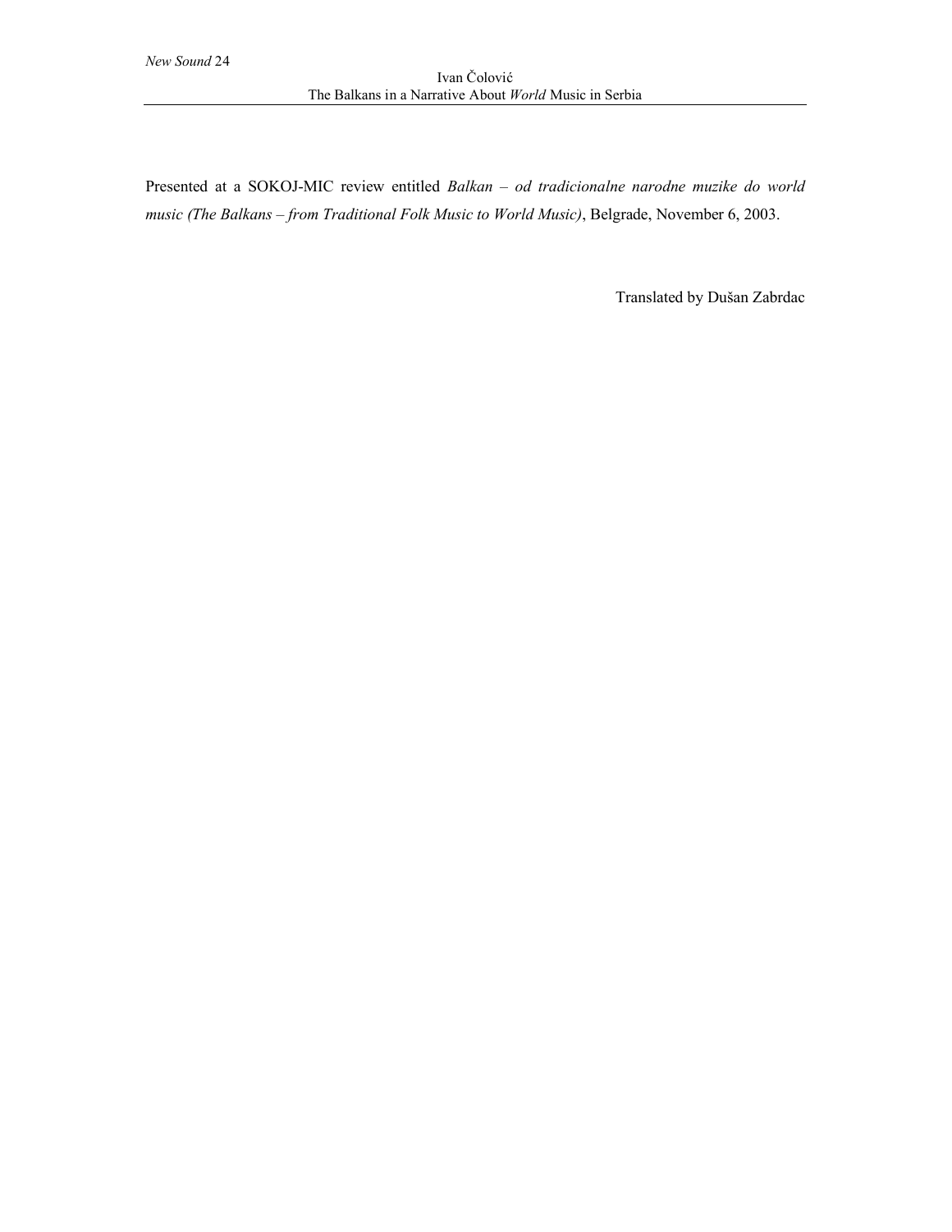Presented at a SOKOJ-MIC review entitled *Balkan – od tradicionalne narodne muzike do world music (The Balkans – from Traditional Folk Music to World Music)*, Belgrade, November 6, 2003.

Translated by Dušan Zabrdac